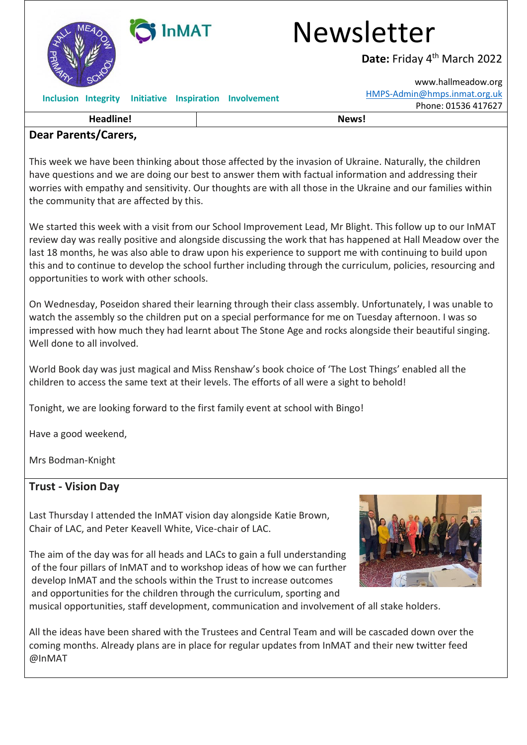# Newsletter

**Date:** Friday 4th March 2022

Inclusion Integrity Initiative Inspiration Involvement

www.hallmeadow.org
HMPS-Admin@hmps.inmat.org.uk
Phone: 01536 417627

| Headline! | News! |
| --- | --- |

## Dear Parents/Carers,

This week we have been thinking about those affected by the invasion of Ukraine. Naturally, the children have questions and we are doing our best to answer them with factual information and addressing their worries with empathy and sensitivity. Our thoughts are with all those in the Ukraine and our families within the community that are affected by this.

We started this week with a visit from our School Improvement Lead, Mr Blight. This follow up to our InMAT review day was really positive and alongside discussing the work that has happened at Hall Meadow over the last 18 months, he was also able to draw upon his experience to support me with continuing to build upon this and to continue to develop the school further including through the curriculum, policies, resourcing and opportunities to work with other schools.

On Wednesday, Poseidon shared their learning through their class assembly. Unfortunately, I was unable to watch the assembly so the children put on a special performance for me on Tuesday afternoon. I was so impressed with how much they had learnt about The Stone Age and rocks alongside their beautiful singing. Well done to all involved.

World Book day was just magical and Miss Renshaw's book choice of 'The Lost Things' enabled all the children to access the same text at their levels. The efforts of all were a sight to behold!

Tonight, we are looking forward to the first family event at school with Bingo!

Have a good weekend,

Mrs Bodman-Knight

## Trust - Vision Day

Last Thursday I attended the InMAT vision day alongside Katie Brown, Chair of LAC, and Peter Keavell White, Vice-chair of LAC.

The aim of the day was for all heads and LACs to gain a full understanding of the four pillars of InMAT and to workshop ideas of how we can further develop InMAT and the schools within the Trust to increase outcomes and opportunities for the children through the curriculum, sporting and musical opportunities, staff development, communication and involvement of all stake holders.

All the ideas have been shared with the Trustees and Central Team and will be cascaded down over the coming months. Already plans are in place for regular updates from InMAT and their new twitter feed @InMAT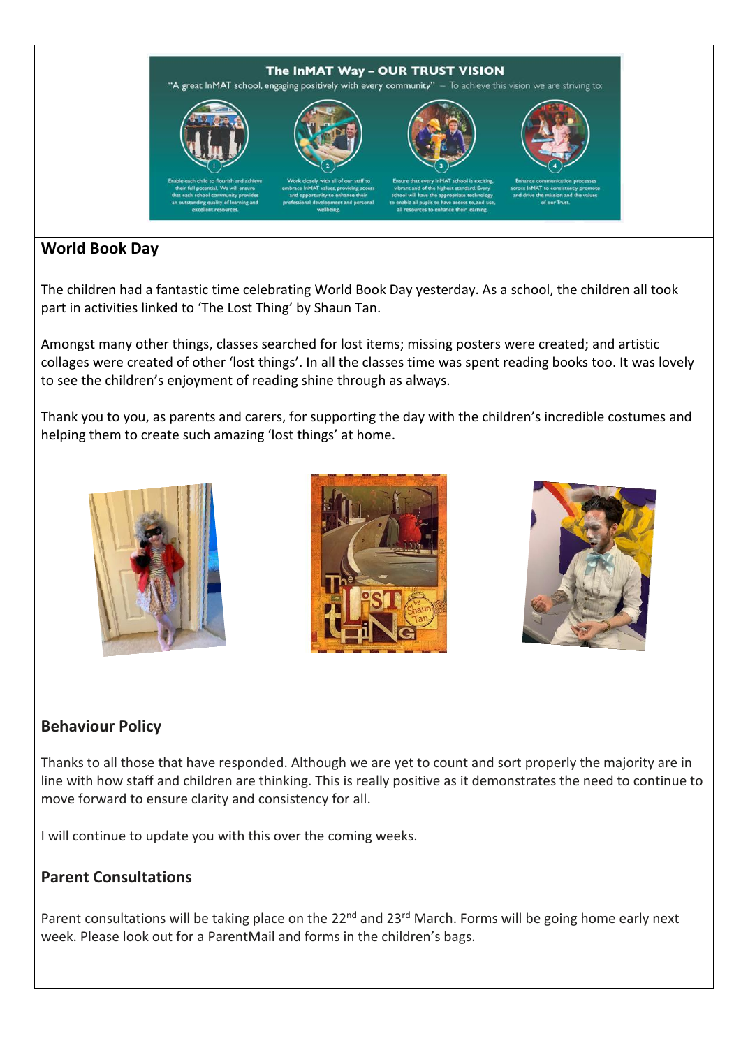## The InMAT Way – OUR TRUST VISION

"A great InMAT school, engaging positively with every community" – To achieve this vision we are striving to:

1. Enable each child to flourish and achieve their full potential. We will ensure that each school community provides an outstanding quality of learning and excellent resources.
2. Work closely with all of our staff to embrace InMAT values, providing access and opportunity to enhance their professional development and personal wellbeing.
3. Ensure that every InMAT school is exciting, vibrant and of the highest standard. Every school will have the appropriate technology to enable all pupils to have access to, and use, all resources to enhance their learning.
4. Enhance communication processes across InMAT to consistently promote and drive the mission and the values of our Trust.

## World Book Day

The children had a fantastic time celebrating World Book Day yesterday. As a school, the children all took part in activities linked to 'The Lost Thing' by Shaun Tan.

Amongst many other things, classes searched for lost items; missing posters were created; and artistic collages were created of other 'lost things'. In all the classes time was spent reading books too. It was lovely to see the children's enjoyment of reading shine through as always.

Thank you to you, as parents and carers, for supporting the day with the children's incredible costumes and helping them to create such amazing 'lost things' at home.

## Behaviour Policy

Thanks to all those that have responded. Although we are yet to count and sort properly the majority are in line with how staff and children are thinking. This is really positive as it demonstrates the need to continue to move forward to ensure clarity and consistency for all.

I will continue to update you with this over the coming weeks.

## Parent Consultations

Parent consultations will be taking place on the 22nd and 23rd March. Forms will be going home early next week. Please look out for a ParentMail and forms in the children's bags.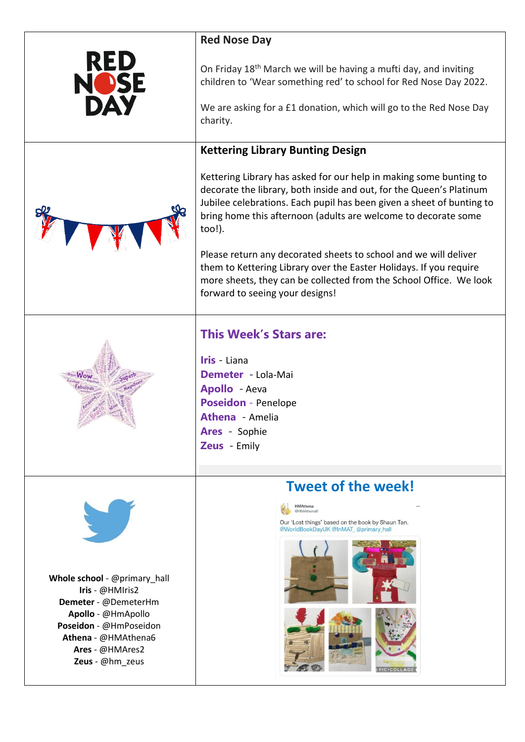## Red Nose Day

On Friday 18th March we will be having a mufti day, and inviting children to 'Wear something red' to school for Red Nose Day 2022.

We are asking for a £1 donation, which will go to the Red Nose Day charity.

## Kettering Library Bunting Design

Kettering Library has asked for our help in making some bunting to decorate the library, both inside and out, for the Queen's Platinum Jubilee celebrations. Each pupil has been given a sheet of bunting to bring home this afternoon (adults are welcome to decorate some too!).

Please return any decorated sheets to school and we will deliver them to Kettering Library over the Easter Holidays. If you require more sheets, they can be collected from the School Office. We look forward to seeing your designs!

## This Week's Stars are:

**Iris** - Liana
**Demeter** - Lola-Mai
**Apollo** - Aeva
**Poseidon** - Penelope
**Athena** - Amelia
**Ares** - Sophie
**Zeus** - Emily

**Whole school** - @primary_hall
**Iris** - @HMIris2
**Demeter** - @DemeterHm
**Apollo** - @HmApollo
**Poseidon** - @HmPoseidon
**Athena** - @HMAthena6
**Ares** - @HMAres2
**Zeus** - @hm_zeus

## Tweet of the week!

HMAthena
@HMAthena6

Our 'Lost things' based on the book by Shaun Tan. @WorldBookDayUK @InMAT_ @primary_hall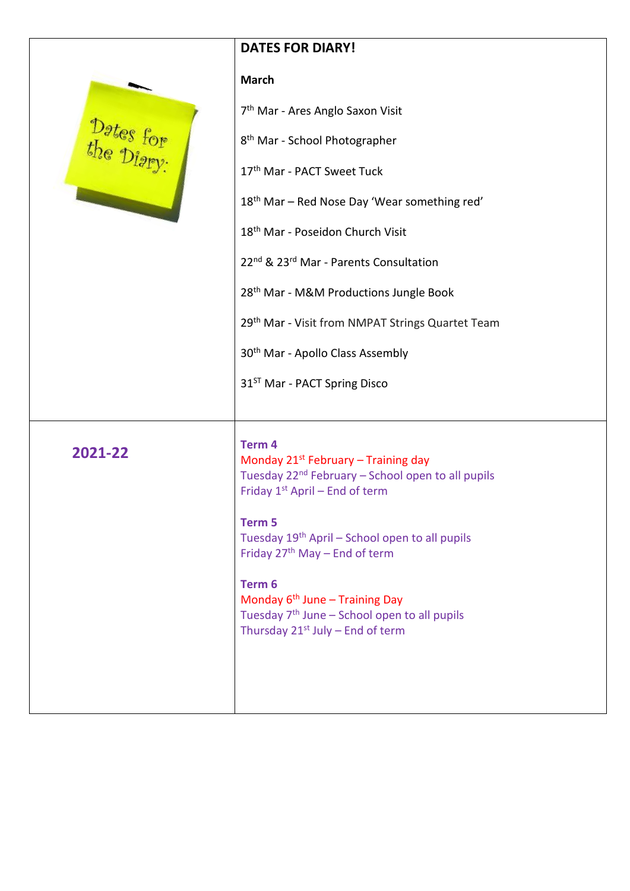Dates for the Diary:

## DATES FOR DIARY!

**March**

7th Mar - Ares Anglo Saxon Visit

8th Mar - School Photographer

17th Mar - PACT Sweet Tuck

18th Mar – Red Nose Day 'Wear something red'

18th Mar - Poseidon Church Visit

22nd & 23rd Mar - Parents Consultation

28th Mar - M&M Productions Jungle Book

29th Mar - Visit from NMPAT Strings Quartet Team

30th Mar - Apollo Class Assembly

31ST Mar - PACT Spring Disco

## 2021-22

**Term 4**
Monday 21st February – Training day
Tuesday 22nd February – School open to all pupils
Friday 1st April – End of term

**Term 5**
Tuesday 19th April – School open to all pupils
Friday 27th May – End of term

**Term 6**
Monday 6th June – Training Day
Tuesday 7th June – School open to all pupils
Thursday 21st July – End of term